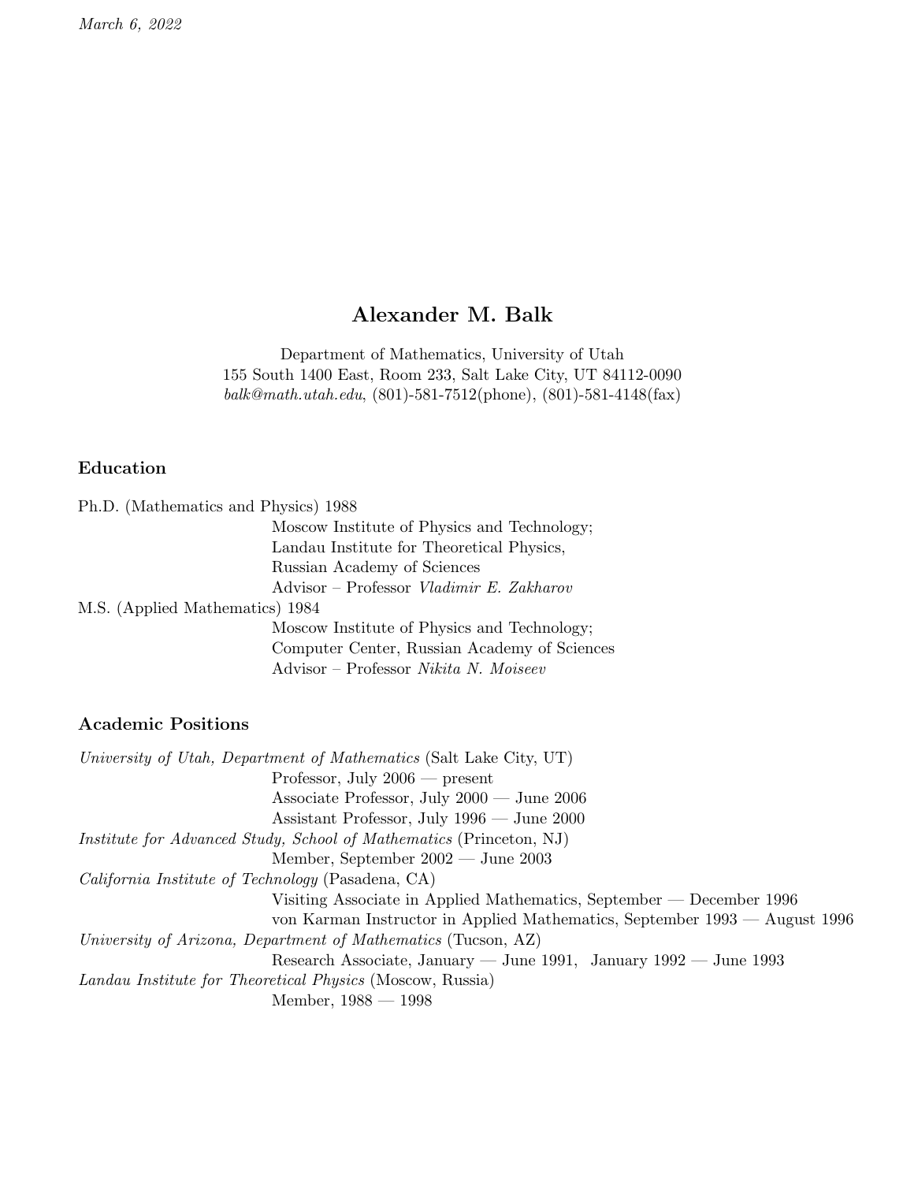*March 6, 2022*

# Alexander M. Balk

Department of Mathematics, University of Utah
155 South 1400 East, Room 233, Salt Lake City, UT 84112-0090
*balk@math.utah.edu*, (801)-581-7512(phone), (801)-581-4148(fax)

## Education

Ph.D. (Mathematics and Physics) 1988
- Moscow Institute of Physics and Technology;
- Landau Institute for Theoretical Physics,
- Russian Academy of Sciences
- Advisor – Professor *Vladimir E. Zakharov*

M.S. (Applied Mathematics) 1984
- Moscow Institute of Physics and Technology;
- Computer Center, Russian Academy of Sciences
- Advisor – Professor *Nikita N. Moiseev*

## Academic Positions

*University of Utah, Department of Mathematics* (Salt Lake City, UT)
- Professor, July 2006 — present
- Associate Professor, July 2000 — June 2006
- Assistant Professor, July 1996 — June 2000

*Institute for Advanced Study, School of Mathematics* (Princeton, NJ)
- Member, September 2002 — June 2003

*California Institute of Technology* (Pasadena, CA)
- Visiting Associate in Applied Mathematics, September — December 1996
- von Karman Instructor in Applied Mathematics, September 1993 — August 1996

*University of Arizona, Department of Mathematics* (Tucson, AZ)
- Research Associate, January — June 1991, January 1992 — June 1993

*Landau Institute for Theoretical Physics* (Moscow, Russia)
- Member, 1988 — 1998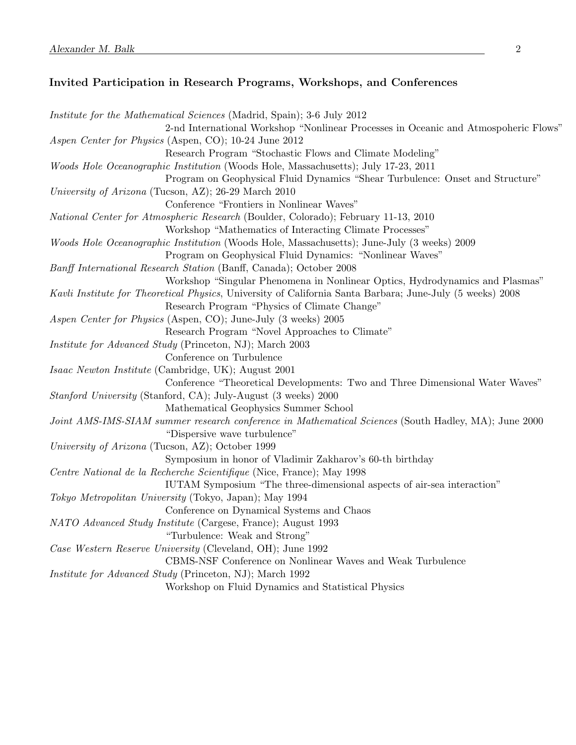### Invited Participation in Research Programs, Workshops, and Conferences

*Institute for the Mathematical Sciences* (Madrid, Spain); 3-6 July 2012
2-nd International Workshop "Nonlinear Processes in Oceanic and Atmospoheric Flows"

*Aspen Center for Physics* (Aspen, CO); 10-24 June 2012
Research Program "Stochastic Flows and Climate Modeling"

*Woods Hole Oceanographic Institution* (Woods Hole, Massachusetts); July 17-23, 2011
Program on Geophysical Fluid Dynamics "Shear Turbulence: Onset and Structure"

*University of Arizona* (Tucson, AZ); 26-29 March 2010
Conference "Frontiers in Nonlinear Waves"

*National Center for Atmospheric Research* (Boulder, Colorado); February 11-13, 2010
Workshop "Mathematics of Interacting Climate Processes"

*Woods Hole Oceanographic Institution* (Woods Hole, Massachusetts); June-July (3 weeks) 2009
Program on Geophysical Fluid Dynamics: "Nonlinear Waves"

*Banff International Research Station* (Banff, Canada); October 2008
Workshop "Singular Phenomena in Nonlinear Optics, Hydrodynamics and Plasmas"

*Kavli Institute for Theoretical Physics*, University of California Santa Barbara; June-July (5 weeks) 2008
Research Program "Physics of Climate Change"

*Aspen Center for Physics* (Aspen, CO); June-July (3 weeks) 2005
Research Program "Novel Approaches to Climate"

*Institute for Advanced Study* (Princeton, NJ); March 2003
Conference on Turbulence

*Isaac Newton Institute* (Cambridge, UK); August 2001
Conference "Theoretical Developments: Two and Three Dimensional Water Waves"

*Stanford University* (Stanford, CA); July-August (3 weeks) 2000
Mathematical Geophysics Summer School

*Joint AMS-IMS-SIAM summer research conference in Mathematical Sciences* (South Hadley, MA); June 2000
"Dispersive wave turbulence"

*University of Arizona* (Tucson, AZ); October 1999
Symposium in honor of Vladimir Zakharov's 60-th birthday

*Centre National de la Recherche Scientifique* (Nice, France); May 1998
IUTAM Symposium "The three-dimensional aspects of air-sea interaction"

*Tokyo Metropolitan University* (Tokyo, Japan); May 1994
Conference on Dynamical Systems and Chaos

*NATO Advanced Study Institute* (Cargese, France); August 1993
"Turbulence: Weak and Strong"

*Case Western Reserve University* (Cleveland, OH); June 1992
CBMS-NSF Conference on Nonlinear Waves and Weak Turbulence

*Institute for Advanced Study* (Princeton, NJ); March 1992
Workshop on Fluid Dynamics and Statistical Physics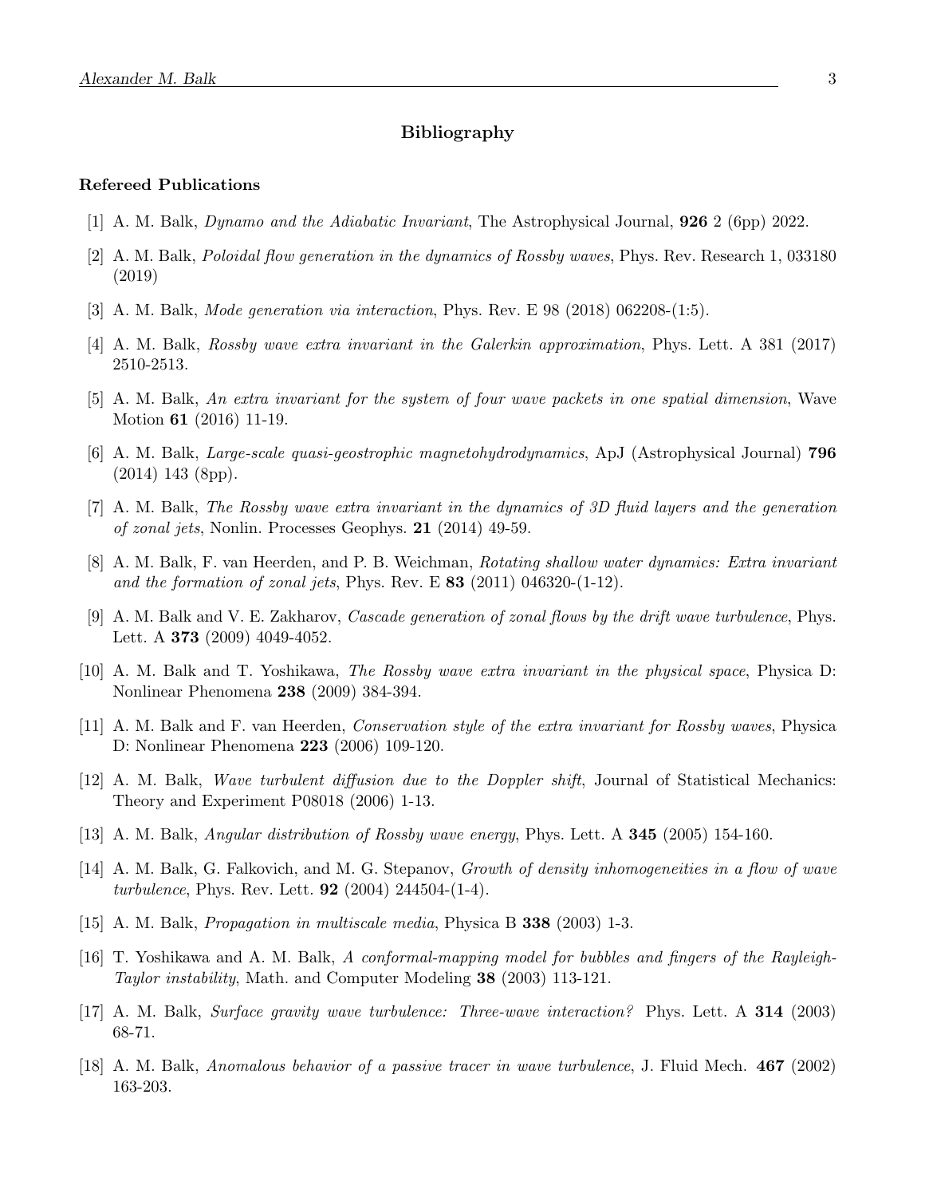# Bibliography

### Refereed Publications

[1] A. M. Balk, *Dynamo and the Adiabatic Invariant*, The Astrophysical Journal, **926** 2 (6pp) 2022.

[2] A. M. Balk, *Poloidal flow generation in the dynamics of Rossby waves*, Phys. Rev. Research 1, 033180 (2019)

[3] A. M. Balk, *Mode generation via interaction*, Phys. Rev. E 98 (2018) 062208-(1:5).

[4] A. M. Balk, *Rossby wave extra invariant in the Galerkin approximation*, Phys. Lett. A 381 (2017) 2510-2513.

[5] A. M. Balk, *An extra invariant for the system of four wave packets in one spatial dimension*, Wave Motion **61** (2016) 11-19.

[6] A. M. Balk, *Large-scale quasi-geostrophic magnetohydrodynamics*, ApJ (Astrophysical Journal) **796** (2014) 143 (8pp).

[7] A. M. Balk, *The Rossby wave extra invariant in the dynamics of 3D fluid layers and the generation of zonal jets*, Nonlin. Processes Geophys. **21** (2014) 49-59.

[8] A. M. Balk, F. van Heerden, and P. B. Weichman, *Rotating shallow water dynamics: Extra invariant and the formation of zonal jets*, Phys. Rev. E **83** (2011) 046320-(1-12).

[9] A. M. Balk and V. E. Zakharov, *Cascade generation of zonal flows by the drift wave turbulence*, Phys. Lett. A **373** (2009) 4049-4052.

[10] A. M. Balk and T. Yoshikawa, *The Rossby wave extra invariant in the physical space*, Physica D: Nonlinear Phenomena **238** (2009) 384-394.

[11] A. M. Balk and F. van Heerden, *Conservation style of the extra invariant for Rossby waves*, Physica D: Nonlinear Phenomena **223** (2006) 109-120.

[12] A. M. Balk, *Wave turbulent diffusion due to the Doppler shift*, Journal of Statistical Mechanics: Theory and Experiment P08018 (2006) 1-13.

[13] A. M. Balk, *Angular distribution of Rossby wave energy*, Phys. Lett. A **345** (2005) 154-160.

[14] A. M. Balk, G. Falkovich, and M. G. Stepanov, *Growth of density inhomogeneities in a flow of wave turbulence*, Phys. Rev. Lett. **92** (2004) 244504-(1-4).

[15] A. M. Balk, *Propagation in multiscale media*, Physica B **338** (2003) 1-3.

[16] T. Yoshikawa and A. M. Balk, *A conformal-mapping model for bubbles and fingers of the Rayleigh-Taylor instability*, Math. and Computer Modeling **38** (2003) 113-121.

[17] A. M. Balk, *Surface gravity wave turbulence: Three-wave interaction?* Phys. Lett. A **314** (2003) 68-71.

[18] A. M. Balk, *Anomalous behavior of a passive tracer in wave turbulence*, J. Fluid Mech. **467** (2002) 163-203.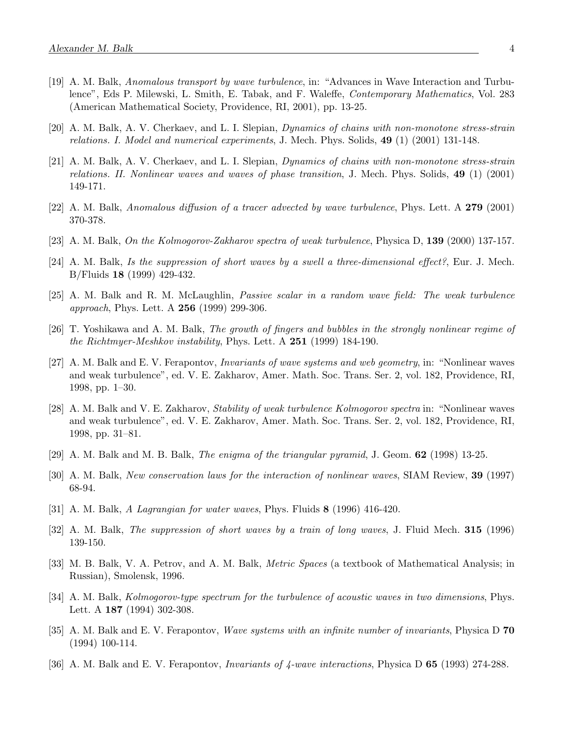[19] A. M. Balk, *Anomalous transport by wave turbulence*, in: "Advances in Wave Interaction and Turbulence", Eds P. Milewski, L. Smith, E. Tabak, and F. Waleffe, *Contemporary Mathematics*, Vol. 283 (American Mathematical Society, Providence, RI, 2001), pp. 13-25.

[20] A. M. Balk, A. V. Cherkaev, and L. I. Slepian, *Dynamics of chains with non-monotone stress-strain relations. I. Model and numerical experiments*, J. Mech. Phys. Solids, **49** (1) (2001) 131-148.

[21] A. M. Balk, A. V. Cherkaev, and L. I. Slepian, *Dynamics of chains with non-monotone stress-strain relations. II. Nonlinear waves and waves of phase transition*, J. Mech. Phys. Solids, **49** (1) (2001) 149-171.

[22] A. M. Balk, *Anomalous diffusion of a tracer advected by wave turbulence*, Phys. Lett. A **279** (2001) 370-378.

[23] A. M. Balk, *On the Kolmogorov-Zakharov spectra of weak turbulence*, Physica D, **139** (2000) 137-157.

[24] A. M. Balk, *Is the suppression of short waves by a swell a three-dimensional effect?*, Eur. J. Mech. B/Fluids **18** (1999) 429-432.

[25] A. M. Balk and R. M. McLaughlin, *Passive scalar in a random wave field: The weak turbulence approach*, Phys. Lett. A **256** (1999) 299-306.

[26] T. Yoshikawa and A. M. Balk, *The growth of fingers and bubbles in the strongly nonlinear regime of the Richtmyer-Meshkov instability*, Phys. Lett. A **251** (1999) 184-190.

[27] A. M. Balk and E. V. Ferapontov, *Invariants of wave systems and web geometry*, in: "Nonlinear waves and weak turbulence", ed. V. E. Zakharov, Amer. Math. Soc. Trans. Ser. 2, vol. 182, Providence, RI, 1998, pp. 1–30.

[28] A. M. Balk and V. E. Zakharov, *Stability of weak turbulence Kolmogorov spectra* in: "Nonlinear waves and weak turbulence", ed. V. E. Zakharov, Amer. Math. Soc. Trans. Ser. 2, vol. 182, Providence, RI, 1998, pp. 31–81.

[29] A. M. Balk and M. B. Balk, *The enigma of the triangular pyramid*, J. Geom. **62** (1998) 13-25.

[30] A. M. Balk, *New conservation laws for the interaction of nonlinear waves*, SIAM Review, **39** (1997) 68-94.

[31] A. M. Balk, *A Lagrangian for water waves*, Phys. Fluids **8** (1996) 416-420.

[32] A. M. Balk, *The suppression of short waves by a train of long waves*, J. Fluid Mech. **315** (1996) 139-150.

[33] M. B. Balk, V. A. Petrov, and A. M. Balk, *Metric Spaces* (a textbook of Mathematical Analysis; in Russian), Smolensk, 1996.

[34] A. M. Balk, *Kolmogorov-type spectrum for the turbulence of acoustic waves in two dimensions*, Phys. Lett. A **187** (1994) 302-308.

[35] A. M. Balk and E. V. Ferapontov, *Wave systems with an infinite number of invariants*, Physica D **70** (1994) 100-114.

[36] A. M. Balk and E. V. Ferapontov, *Invariants of 4-wave interactions*, Physica D **65** (1993) 274-288.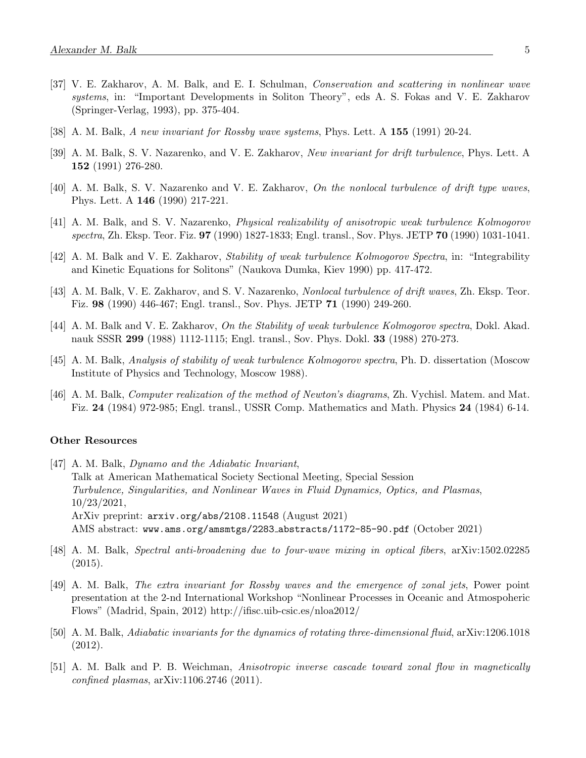[37] V. E. Zakharov, A. M. Balk, and E. I. Schulman, *Conservation and scattering in nonlinear wave systems*, in: "Important Developments in Soliton Theory", eds A. S. Fokas and V. E. Zakharov (Springer-Verlag, 1993), pp. 375-404.

[38] A. M. Balk, *A new invariant for Rossby wave systems*, Phys. Lett. A **155** (1991) 20-24.

[39] A. M. Balk, S. V. Nazarenko, and V. E. Zakharov, *New invariant for drift turbulence*, Phys. Lett. A **152** (1991) 276-280.

[40] A. M. Balk, S. V. Nazarenko and V. E. Zakharov, *On the nonlocal turbulence of drift type waves*, Phys. Lett. A **146** (1990) 217-221.

[41] A. M. Balk, and S. V. Nazarenko, *Physical realizability of anisotropic weak turbulence Kolmogorov spectra*, Zh. Eksp. Teor. Fiz. **97** (1990) 1827-1833; Engl. transl., Sov. Phys. JETP **70** (1990) 1031-1041.

[42] A. M. Balk and V. E. Zakharov, *Stability of weak turbulence Kolmogorov Spectra*, in: "Integrability and Kinetic Equations for Solitons" (Naukova Dumka, Kiev 1990) pp. 417-472.

[43] A. M. Balk, V. E. Zakharov, and S. V. Nazarenko, *Nonlocal turbulence of drift waves*, Zh. Eksp. Teor. Fiz. **98** (1990) 446-467; Engl. transl., Sov. Phys. JETP **71** (1990) 249-260.

[44] A. M. Balk and V. E. Zakharov, *On the Stability of weak turbulence Kolmogorov spectra*, Dokl. Akad. nauk SSSR **299** (1988) 1112-1115; Engl. transl., Sov. Phys. Dokl. **33** (1988) 270-273.

[45] A. M. Balk, *Analysis of stability of weak turbulence Kolmogorov spectra*, Ph. D. dissertation (Moscow Institute of Physics and Technology, Moscow 1988).

[46] A. M. Balk, *Computer realization of the method of Newton's diagrams*, Zh. Vychisl. Matem. and Mat. Fiz. **24** (1984) 972-985; Engl. transl., USSR Comp. Mathematics and Math. Physics **24** (1984) 6-14.

### Other Resources

[47] A. M. Balk, *Dynamo and the Adiabatic Invariant*,
Talk at American Mathematical Society Sectional Meeting, Special Session
*Turbulence, Singularities, and Nonlinear Waves in Fluid Dynamics, Optics, and Plasmas*,
10/23/2021,
ArXiv preprint: `arxiv.org/abs/2108.11548` (August 2021)
AMS abstract: `www.ams.org/amsmtgs/2283_abstracts/1172-85-90.pdf` (October 2021)

[48] A. M. Balk, *Spectral anti-broadening due to four-wave mixing in optical fibers*, arXiv:1502.02285 (2015).

[49] A. M. Balk, *The extra invariant for Rossby waves and the emergence of zonal jets*, Power point presentation at the 2-nd International Workshop "Nonlinear Processes in Oceanic and Atmospoheric Flows" (Madrid, Spain, 2012) http://ifisc.uib-csic.es/nloa2012/

[50] A. M. Balk, *Adiabatic invariants for the dynamics of rotating three-dimensional fluid*, arXiv:1206.1018 (2012).

[51] A. M. Balk and P. B. Weichman, *Anisotropic inverse cascade toward zonal flow in magnetically confined plasmas*, arXiv:1106.2746 (2011).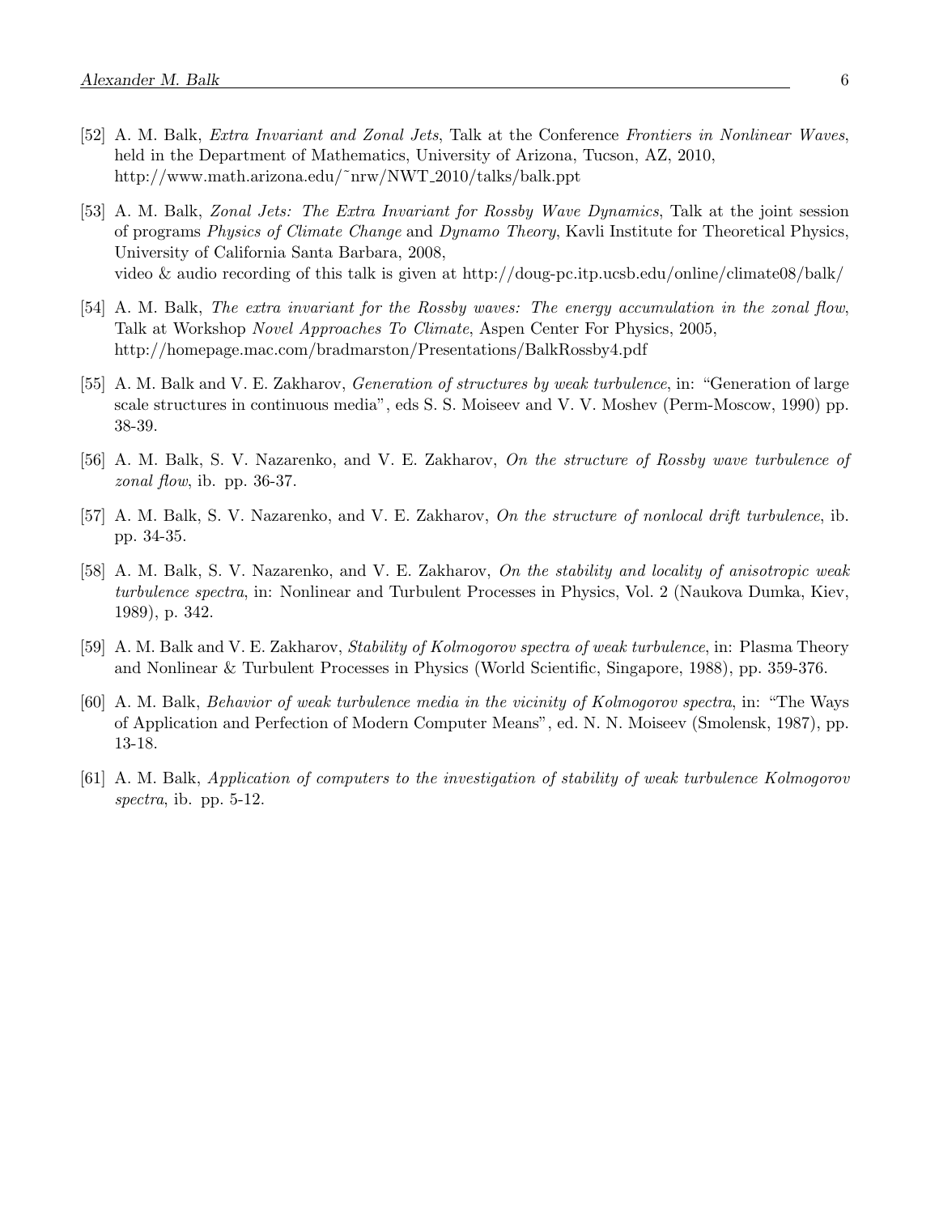[52] A. M. Balk, *Extra Invariant and Zonal Jets*, Talk at the Conference *Frontiers in Nonlinear Waves*, held in the Department of Mathematics, University of Arizona, Tucson, AZ, 2010, http://www.math.arizona.edu/~nrw/NWT_2010/talks/balk.ppt

[53] A. M. Balk, *Zonal Jets: The Extra Invariant for Rossby Wave Dynamics*, Talk at the joint session of programs *Physics of Climate Change* and *Dynamo Theory*, Kavli Institute for Theoretical Physics, University of California Santa Barbara, 2008, video & audio recording of this talk is given at http://doug-pc.itp.ucsb.edu/online/climate08/balk/

[54] A. M. Balk, *The extra invariant for the Rossby waves: The energy accumulation in the zonal flow*, Talk at Workshop *Novel Approaches To Climate*, Aspen Center For Physics, 2005, http://homepage.mac.com/bradmarston/Presentations/BalkRossby4.pdf

[55] A. M. Balk and V. E. Zakharov, *Generation of structures by weak turbulence*, in: "Generation of large scale structures in continuous media", eds S. S. Moiseev and V. V. Moshev (Perm-Moscow, 1990) pp. 38-39.

[56] A. M. Balk, S. V. Nazarenko, and V. E. Zakharov, *On the structure of Rossby wave turbulence of zonal flow*, ib. pp. 36-37.

[57] A. M. Balk, S. V. Nazarenko, and V. E. Zakharov, *On the structure of nonlocal drift turbulence*, ib. pp. 34-35.

[58] A. M. Balk, S. V. Nazarenko, and V. E. Zakharov, *On the stability and locality of anisotropic weak turbulence spectra*, in: Nonlinear and Turbulent Processes in Physics, Vol. 2 (Naukova Dumka, Kiev, 1989), p. 342.

[59] A. M. Balk and V. E. Zakharov, *Stability of Kolmogorov spectra of weak turbulence*, in: Plasma Theory and Nonlinear & Turbulent Processes in Physics (World Scientific, Singapore, 1988), pp. 359-376.

[60] A. M. Balk, *Behavior of weak turbulence media in the vicinity of Kolmogorov spectra*, in: "The Ways of Application and Perfection of Modern Computer Means", ed. N. N. Moiseev (Smolensk, 1987), pp. 13-18.

[61] A. M. Balk, *Application of computers to the investigation of stability of weak turbulence Kolmogorov spectra*, ib. pp. 5-12.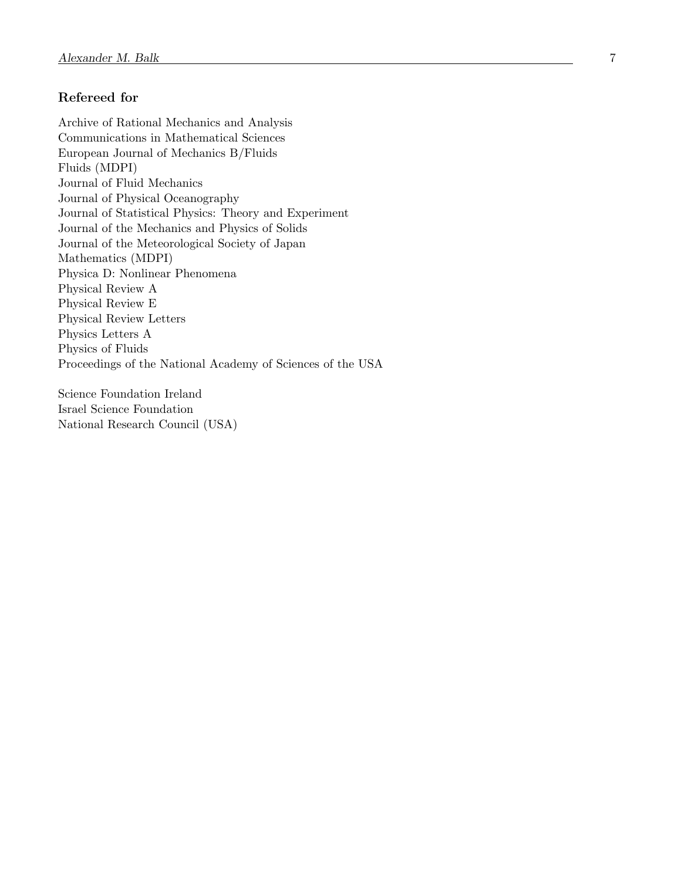### Refereed for

Archive of Rational Mechanics and Analysis
Communications in Mathematical Sciences
European Journal of Mechanics B/Fluids
Fluids (MDPI)
Journal of Fluid Mechanics
Journal of Physical Oceanography
Journal of Statistical Physics: Theory and Experiment
Journal of the Mechanics and Physics of Solids
Journal of the Meteorological Society of Japan
Mathematics (MDPI)
Physica D: Nonlinear Phenomena
Physical Review A
Physical Review E
Physical Review Letters
Physics Letters A
Physics of Fluids
Proceedings of the National Academy of Sciences of the USA

Science Foundation Ireland
Israel Science Foundation
National Research Council (USA)